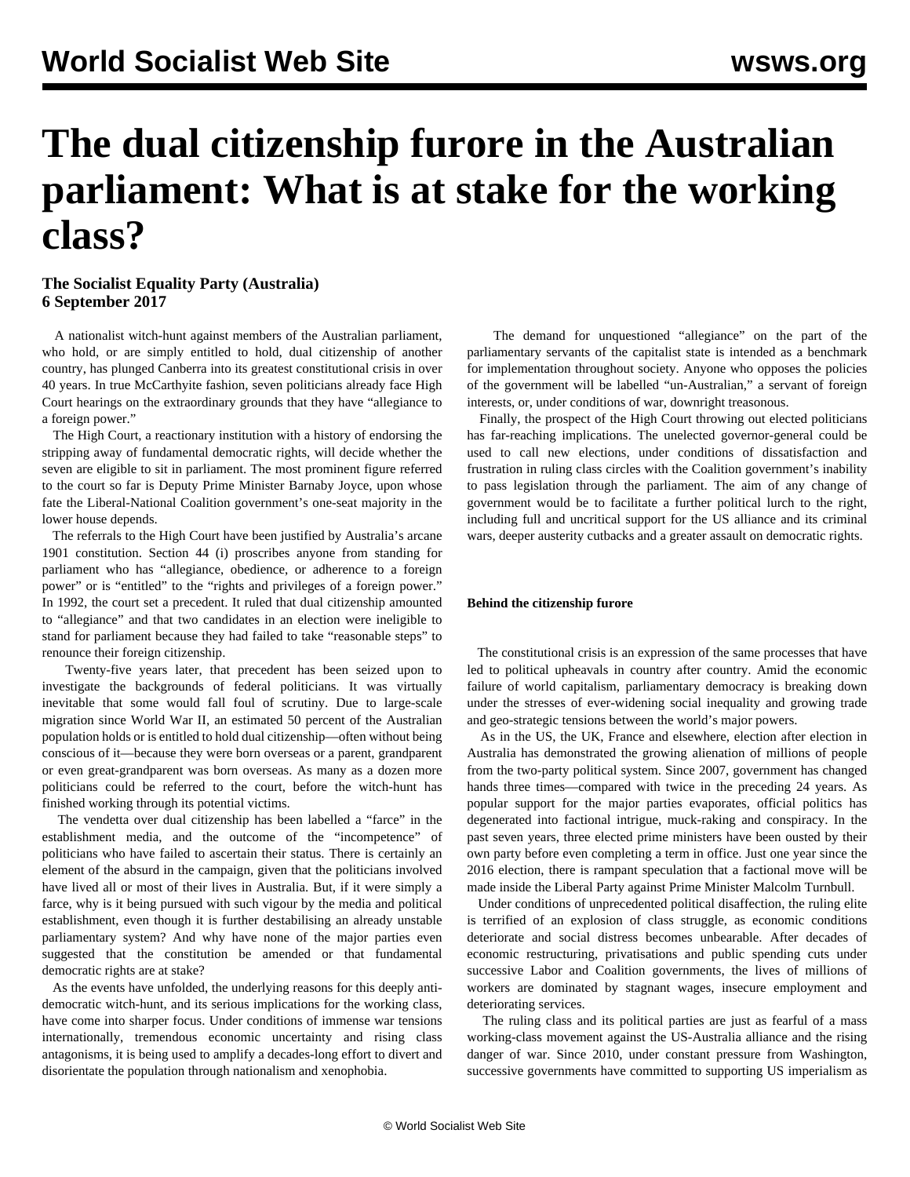# The dual citizenship furore in the Australian parliament: What is at stake for the working class?

**The Socialist Equality Party (Australia)**
**6 September 2017**

A nationalist witch-hunt against members of the Australian parliament, who hold, or are simply entitled to hold, dual citizenship of another country, has plunged Canberra into its greatest constitutional crisis in over 40 years. In true McCarthyite fashion, seven politicians already face High Court hearings on the extraordinary grounds that they have "allegiance to a foreign power."

The High Court, a reactionary institution with a history of endorsing the stripping away of fundamental democratic rights, will decide whether the seven are eligible to sit in parliament. The most prominent figure referred to the court so far is Deputy Prime Minister Barnaby Joyce, upon whose fate the Liberal-National Coalition government's one-seat majority in the lower house depends.

The referrals to the High Court have been justified by Australia's arcane 1901 constitution. Section 44 (i) proscribes anyone from standing for parliament who has "allegiance, obedience, or adherence to a foreign power" or is "entitled" to the "rights and privileges of a foreign power." In 1992, the court set a precedent. It ruled that dual citizenship amounted to "allegiance" and that two candidates in an election were ineligible to stand for parliament because they had failed to take "reasonable steps" to renounce their foreign citizenship.

Twenty-five years later, that precedent has been seized upon to investigate the backgrounds of federal politicians. It was virtually inevitable that some would fall foul of scrutiny. Due to large-scale migration since World War II, an estimated 50 percent of the Australian population holds or is entitled to hold dual citizenship—often without being conscious of it—because they were born overseas or a parent, grandparent or even great-grandparent was born overseas. As many as a dozen more politicians could be referred to the court, before the witch-hunt has finished working through its potential victims.

The vendetta over dual citizenship has been labelled a "farce" in the establishment media, and the outcome of the "incompetence" of politicians who have failed to ascertain their status. There is certainly an element of the absurd in the campaign, given that the politicians involved have lived all or most of their lives in Australia. But, if it were simply a farce, why is it being pursued with such vigour by the media and political establishment, even though it is further destabilising an already unstable parliamentary system? And why have none of the major parties even suggested that the constitution be amended or that fundamental democratic rights are at stake?

As the events have unfolded, the underlying reasons for this deeply anti-democratic witch-hunt, and its serious implications for the working class, have come into sharper focus. Under conditions of immense war tensions internationally, tremendous economic uncertainty and rising class antagonisms, it is being used to amplify a decades-long effort to divert and disorientate the population through nationalism and xenophobia.

The demand for unquestioned "allegiance" on the part of the parliamentary servants of the capitalist state is intended as a benchmark for implementation throughout society. Anyone who opposes the policies of the government will be labelled "un-Australian," a servant of foreign interests, or, under conditions of war, downright treasonous.

Finally, the prospect of the High Court throwing out elected politicians has far-reaching implications. The unelected governor-general could be used to call new elections, under conditions of dissatisfaction and frustration in ruling class circles with the Coalition government's inability to pass legislation through the parliament. The aim of any change of government would be to facilitate a further political lurch to the right, including full and uncritical support for the US alliance and its criminal wars, deeper austerity cutbacks and a greater assault on democratic rights.

**Behind the citizenship furore**

The constitutional crisis is an expression of the same processes that have led to political upheavals in country after country. Amid the economic failure of world capitalism, parliamentary democracy is breaking down under the stresses of ever-widening social inequality and growing trade and geo-strategic tensions between the world's major powers.

As in the US, the UK, France and elsewhere, election after election in Australia has demonstrated the growing alienation of millions of people from the two-party political system. Since 2007, government has changed hands three times—compared with twice in the preceding 24 years. As popular support for the major parties evaporates, official politics has degenerated into factional intrigue, muck-raking and conspiracy. In the past seven years, three elected prime ministers have been ousted by their own party before even completing a term in office. Just one year since the 2016 election, there is rampant speculation that a factional move will be made inside the Liberal Party against Prime Minister Malcolm Turnbull.

Under conditions of unprecedented political disaffection, the ruling elite is terrified of an explosion of class struggle, as economic conditions deteriorate and social distress becomes unbearable. After decades of economic restructuring, privatisations and public spending cuts under successive Labor and Coalition governments, the lives of millions of workers are dominated by stagnant wages, insecure employment and deteriorating services.

The ruling class and its political parties are just as fearful of a mass working-class movement against the US-Australia alliance and the rising danger of war. Since 2010, under constant pressure from Washington, successive governments have committed to supporting US imperialism as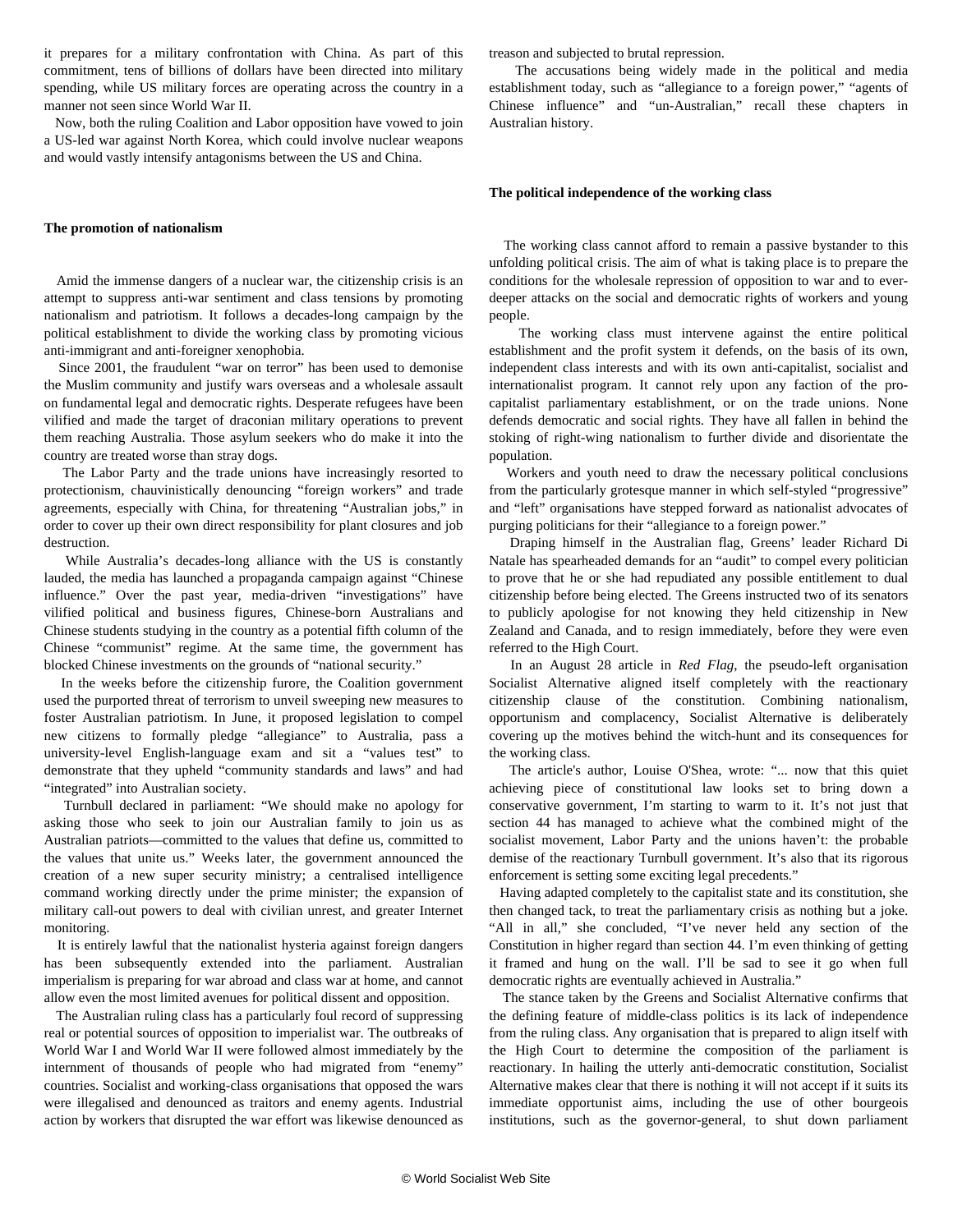it prepares for a military confrontation with China. As part of this commitment, tens of billions of dollars have been directed into military spending, while US military forces are operating across the country in a manner not seen since World War II.

Now, both the ruling Coalition and Labor opposition have vowed to join a US-led war against North Korea, which could involve nuclear weapons and would vastly intensify antagonisms between the US and China.

**The promotion of nationalism**

Amid the immense dangers of a nuclear war, the citizenship crisis is an attempt to suppress anti-war sentiment and class tensions by promoting nationalism and patriotism. It follows a decades-long campaign by the political establishment to divide the working class by promoting vicious anti-immigrant and anti-foreigner xenophobia.

Since 2001, the fraudulent "war on terror" has been used to demonise the Muslim community and justify wars overseas and a wholesale assault on fundamental legal and democratic rights. Desperate refugees have been vilified and made the target of draconian military operations to prevent them reaching Australia. Those asylum seekers who do make it into the country are treated worse than stray dogs.

The Labor Party and the trade unions have increasingly resorted to protectionism, chauvinistically denouncing "foreign workers" and trade agreements, especially with China, for threatening "Australian jobs," in order to cover up their own direct responsibility for plant closures and job destruction.

While Australia's decades-long alliance with the US is constantly lauded, the media has launched a propaganda campaign against "Chinese influence." Over the past year, media-driven "investigations" have vilified political and business figures, Chinese-born Australians and Chinese students studying in the country as a potential fifth column of the Chinese "communist" regime. At the same time, the government has blocked Chinese investments on the grounds of "national security."

In the weeks before the citizenship furore, the Coalition government used the purported threat of terrorism to unveil sweeping new measures to foster Australian patriotism. In June, it proposed legislation to compel new citizens to formally pledge "allegiance" to Australia, pass a university-level English-language exam and sit a "values test" to demonstrate that they upheld "community standards and laws" and had "integrated" into Australian society.

Turnbull declared in parliament: "We should make no apology for asking those who seek to join our Australian family to join us as Australian patriots—committed to the values that define us, committed to the values that unite us." Weeks later, the government announced the creation of a new super security ministry; a centralised intelligence command working directly under the prime minister; the expansion of military call-out powers to deal with civilian unrest, and greater Internet monitoring.

It is entirely lawful that the nationalist hysteria against foreign dangers has been subsequently extended into the parliament. Australian imperialism is preparing for war abroad and class war at home, and cannot allow even the most limited avenues for political dissent and opposition.

The Australian ruling class has a particularly foul record of suppressing real or potential sources of opposition to imperialist war. The outbreaks of World War I and World War II were followed almost immediately by the internment of thousands of people who had migrated from "enemy" countries. Socialist and working-class organisations that opposed the wars were illegalised and denounced as traitors and enemy agents. Industrial action by workers that disrupted the war effort was likewise denounced as treason and subjected to brutal repression.

The accusations being widely made in the political and media establishment today, such as "allegiance to a foreign power," "agents of Chinese influence" and "un-Australian," recall these chapters in Australian history.

**The political independence of the working class**

The working class cannot afford to remain a passive bystander to this unfolding political crisis. The aim of what is taking place is to prepare the conditions for the wholesale repression of opposition to war and to ever-deeper attacks on the social and democratic rights of workers and young people.

The working class must intervene against the entire political establishment and the profit system it defends, on the basis of its own, independent class interests and with its own anti-capitalist, socialist and internationalist program. It cannot rely upon any faction of the pro-capitalist parliamentary establishment, or on the trade unions. None defends democratic and social rights. They have all fallen in behind the stoking of right-wing nationalism to further divide and disorientate the population.

Workers and youth need to draw the necessary political conclusions from the particularly grotesque manner in which self-styled "progressive" and "left" organisations have stepped forward as nationalist advocates of purging politicians for their "allegiance to a foreign power."

Draping himself in the Australian flag, Greens' leader Richard Di Natale has spearheaded demands for an "audit" to compel every politician to prove that he or she had repudiated any possible entitlement to dual citizenship before being elected. The Greens instructed two of its senators to publicly apologise for not knowing they held citizenship in New Zealand and Canada, and to resign immediately, before they were even referred to the High Court.

In an August 28 article in *Red Flag*, the pseudo-left organisation Socialist Alternative aligned itself completely with the reactionary citizenship clause of the constitution. Combining nationalism, opportunism and complacency, Socialist Alternative is deliberately covering up the motives behind the witch-hunt and its consequences for the working class.

The article's author, Louise O'Shea, wrote: "... now that this quiet achieving piece of constitutional law looks set to bring down a conservative government, I'm starting to warm to it. It's not just that section 44 has managed to achieve what the combined might of the socialist movement, Labor Party and the unions haven't: the probable demise of the reactionary Turnbull government. It's also that its rigorous enforcement is setting some exciting legal precedents."

Having adapted completely to the capitalist state and its constitution, she then changed tack, to treat the parliamentary crisis as nothing but a joke. "All in all," she concluded, "I've never held any section of the Constitution in higher regard than section 44. I'm even thinking of getting it framed and hung on the wall. I'll be sad to see it go when full democratic rights are eventually achieved in Australia."

The stance taken by the Greens and Socialist Alternative confirms that the defining feature of middle-class politics is its lack of independence from the ruling class. Any organisation that is prepared to align itself with the High Court to determine the composition of the parliament is reactionary. In hailing the utterly anti-democratic constitution, Socialist Alternative makes clear that there is nothing it will not accept if it suits its immediate opportunist aims, including the use of other bourgeois institutions, such as the governor-general, to shut down parliament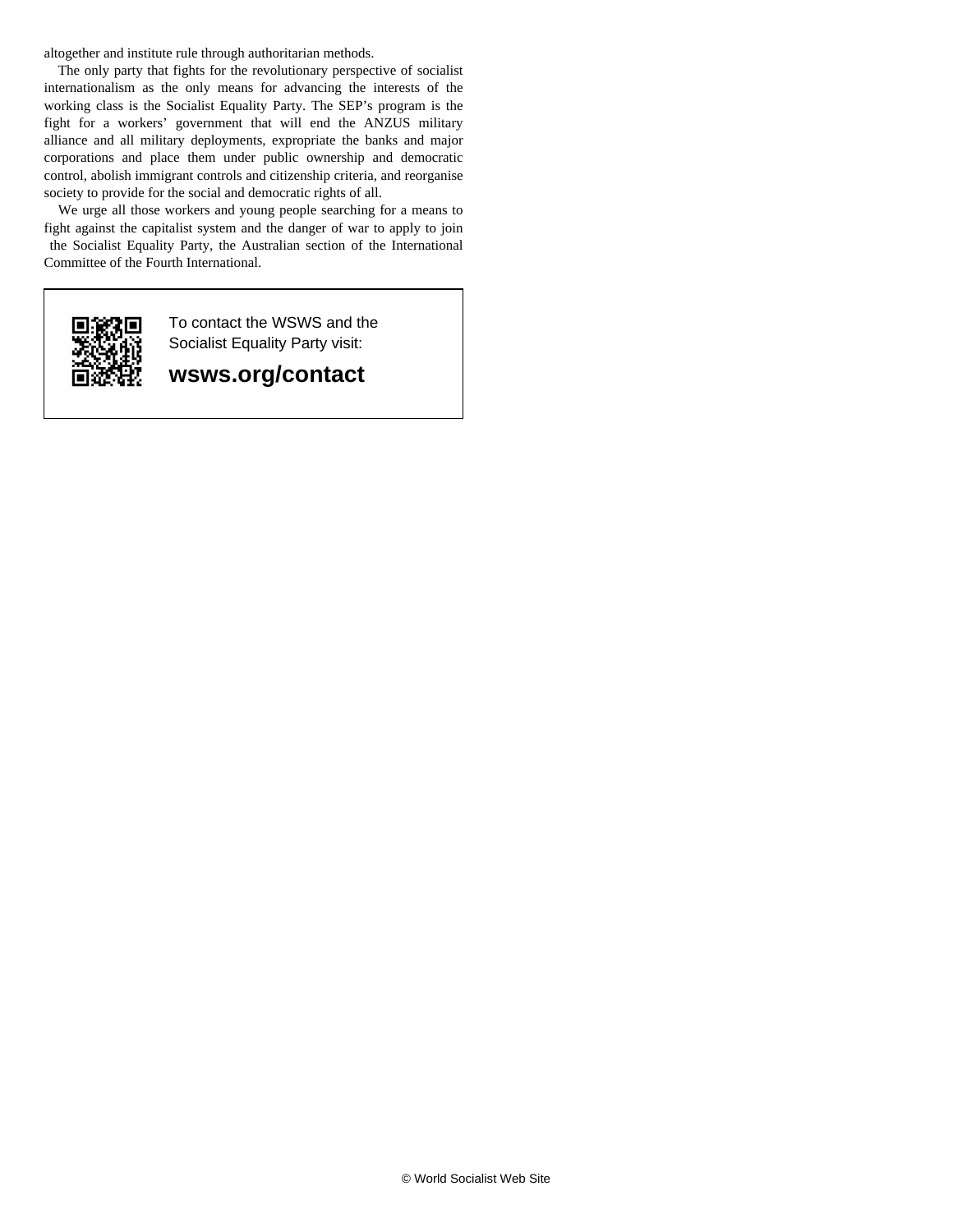altogether and institute rule through authoritarian methods.

The only party that fights for the revolutionary perspective of socialist internationalism as the only means for advancing the interests of the working class is the Socialist Equality Party. The SEP's program is the fight for a workers' government that will end the ANZUS military alliance and all military deployments, expropriate the banks and major corporations and place them under public ownership and democratic control, abolish immigrant controls and citizenship criteria, and reorganise society to provide for the social and democratic rights of all.

We urge all those workers and young people searching for a means to fight against the capitalist system and the danger of war to apply to join the Socialist Equality Party, the Australian section of the International Committee of the Fourth International.

To contact the WSWS and the Socialist Equality Party visit:

**wsws.org/contact**

© World Socialist Web Site